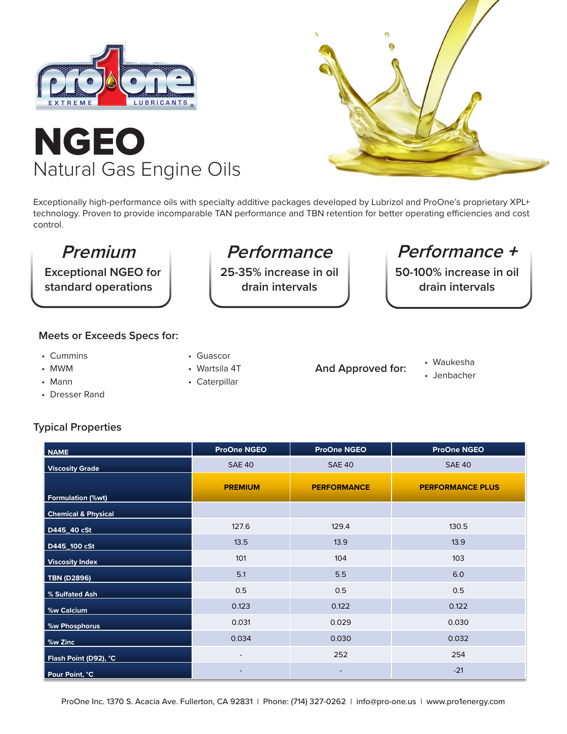# NGEO

## Natural Gas Engine Oils

Exceptionally high-performance oils with specialty additive packages developed by Lubrizol and ProOne's proprietary XPL+ technology. Proven to provide incomparable TAN performance and TBN retention for better operating efficiencies and cost control.

### *Premium*

Exceptional NGEO for standard operations

### *Performance*

25-35% increase in oil drain intervals

### *Performance +*

50-100% increase in oil drain intervals

### Meets or Exceeds Specs for:

- Cummins
- MWM
- Mann
- Dresser Rand
- Guascor
- Wartsila 4T
- Caterpillar

**And Approved for:**

- Waukesha
- Jenbacher

### Typical Properties

| NAME | ProOne NGEO | ProOne NGEO | ProOne NGEO |
|---|---|---|---|
| Viscosity Grade | SAE 40 | SAE 40 | SAE 40 |
| Formulation (%wt) | **PREMIUM** | **PERFORMANCE** | **PERFORMANCE PLUS** |
| Chemical & Physical | | | |
| D445_40 cSt | 127.6 | 129.4 | 130.5 |
| D445_100 cSt | 13.5 | 13.9 | 13.9 |
| Viscosity Index | 101 | 104 | 103 |
| TBN (D2896) | 5.1 | 5.5 | 6.0 |
| % Sulfated Ash | 0.5 | 0.5 | 0.5 |
| %w Calcium | 0.123 | 0.122 | 0.122 |
| %w Phosphorus | 0.031 | 0.029 | 0.030 |
| %w Zinc | 0.034 | 0.030 | 0.032 |
| Flash Point (D92), °C | - | 252 | 254 |
| Pour Point, °C | - | - | -21 |

ProOne Inc. 1370 S. Acacia Ave. Fullerton, CA 92831 | Phone: (714) 327-0262 | info@pro-one.us | www.pro1energy.com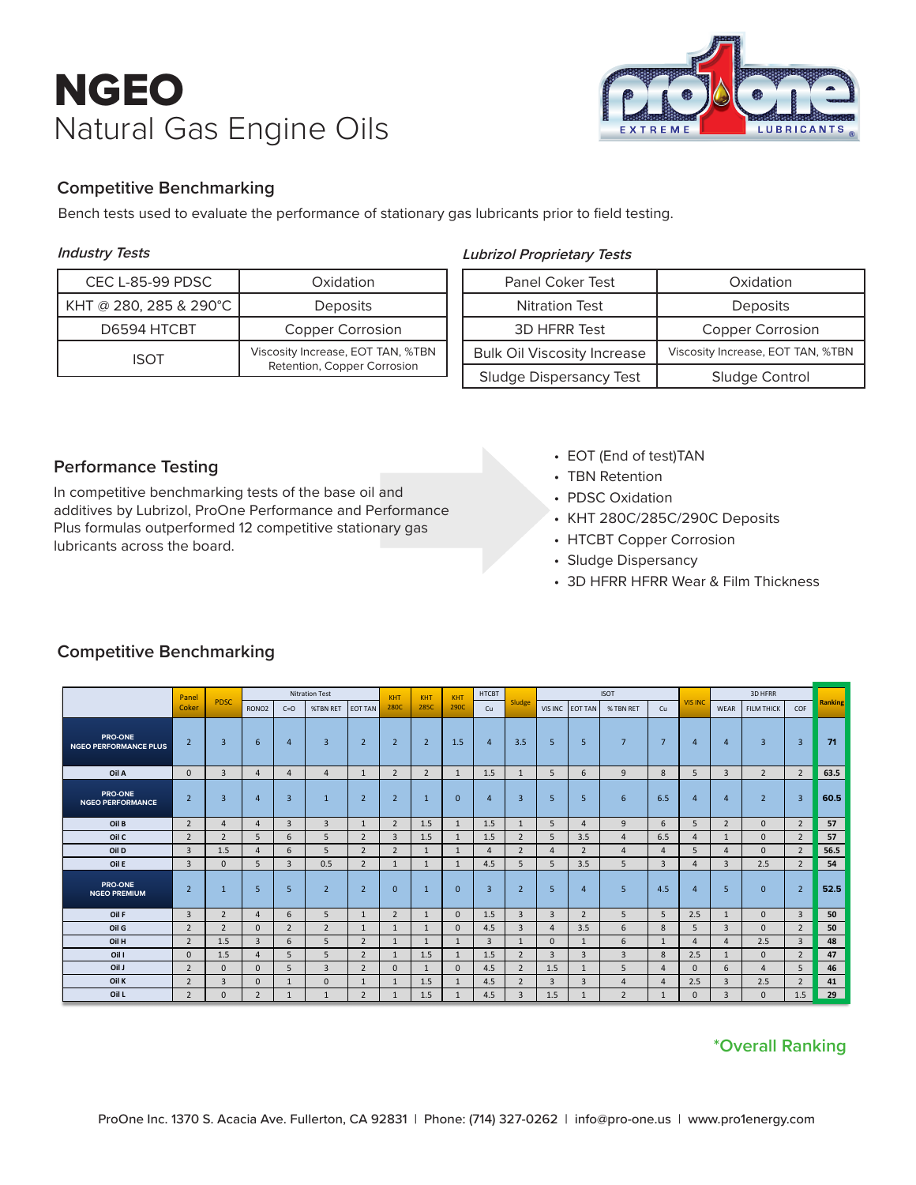# NGEO

## Natural Gas Engine Oils

### Competitive Benchmarking

Bench tests used to evaluate the performance of stationary gas lubricants prior to field testing.

*Industry Tests*

| | |
|---|---|
| CEC L-85-99 PDSC | Oxidation |
| KHT @ 280, 285 & 290°C | Deposits |
| D6594 HTCBT | Copper Corrosion |
| ISOT | Viscosity Increase, EOT TAN, %TBN Retention, Copper Corrosion |

*Lubrizol Proprietary Tests*

| | |
|---|---|
| Panel Coker Test | Oxidation |
| Nitration Test | Deposits |
| 3D HFRR Test | Copper Corrosion |
| Bulk Oil Viscosity Increase | Viscosity Increase, EOT TAN, %TBN |
| Sludge Dispersancy Test | Sludge Control |

### Performance Testing

In competitive benchmarking tests of the base oil and additives by Lubrizol, ProOne Performance and Performance Plus formulas outperformed 12 competitive stationary gas lubricants across the board.

- EOT (End of test)TAN
- TBN Retention
- PDSC Oxidation
- KHT 280C/285C/290C Deposits
- HTCBT Copper Corrosion
- Sludge Dispersancy
- 3D HFRR HFRR Wear & Film Thickness

### Competitive Benchmarking

| | Panel Coker | PDSC | Nitration Test | | | | KHT 280C | KHT 285C | KHT 290C | HTCBT | Sludge | ISOT | | | | VIS INC | 3D HFRR | | | Ranking |
|---|---|---|---|---|---|---|---|---|---|---|---|---|---|---|---|---|---|---|---|---|
| | | | RONO2 | C=O | %TBN RET | EOT TAN | | | | Cu | | VIS INC | EOT TAN | % TBN RET | Cu | | WEAR | FILM THICK | COF | |
| **PRO-ONE NGEO PERFORMANCE PLUS** | 2 | 3 | 6 | 4 | 3 | 2 | 2 | 2 | 1.5 | 4 | 3.5 | 5 | 5 | 7 | 7 | 4 | 4 | 3 | 3 | **71** |
| Oil A | 0 | 3 | 4 | 4 | 4 | 1 | 2 | 2 | 1 | 1.5 | 1 | 5 | 6 | 9 | 8 | 5 | 3 | 2 | 2 | **63.5** |
| **PRO-ONE NGEO PERFORMANCE** | 2 | 3 | 4 | 3 | 1 | 2 | 2 | 1 | 0 | 4 | 3 | 5 | 5 | 6 | 6.5 | 4 | 4 | 2 | 3 | **60.5** |
| Oil B | 2 | 4 | 4 | 3 | 3 | 1 | 2 | 1.5 | 1 | 1.5 | 1 | 5 | 4 | 9 | 6 | 5 | 2 | 0 | 2 | **57** |
| Oil C | 2 | 2 | 5 | 6 | 5 | 2 | 3 | 1.5 | 1 | 1.5 | 2 | 5 | 3.5 | 4 | 6.5 | 4 | 1 | 0 | 2 | **57** |
| Oil D | 3 | 1.5 | 4 | 6 | 5 | 2 | 2 | 1 | 1 | 4 | 2 | 4 | 2 | 4 | 4 | 5 | 4 | 0 | 2 | **56.5** |
| Oil E | 3 | 0 | 5 | 3 | 0.5 | 2 | 1 | 1 | 1 | 4.5 | 5 | 5 | 3.5 | 5 | 3 | 4 | 3 | 2.5 | 2 | **54** |
| **PRO-ONE NGEO PREMIUM** | 2 | 1 | 5 | 5 | 2 | 2 | 0 | 1 | 0 | 3 | 2 | 5 | 4 | 5 | 4.5 | 4 | 5 | 0 | 2 | **52.5** |
| Oil F | 3 | 2 | 4 | 6 | 5 | 1 | 2 | 1 | 0 | 1.5 | 3 | 3 | 2 | 5 | 5 | 2.5 | 1 | 0 | 3 | **50** |
| Oil G | 2 | 2 | 0 | 2 | 2 | 1 | 1 | 1 | 0 | 4.5 | 3 | 4 | 3.5 | 6 | 8 | 5 | 3 | 0 | 2 | **50** |
| Oil H | 2 | 1.5 | 3 | 6 | 5 | 2 | 1 | 1 | 1 | 3 | 1 | 0 | 1 | 6 | 1 | 4 | 4 | 2.5 | 3 | **48** |
| Oil I | 0 | 1.5 | 4 | 5 | 5 | 2 | 1 | 1.5 | 1 | 1.5 | 2 | 3 | 3 | 3 | 8 | 2.5 | 1 | 0 | 2 | **47** |
| Oil J | 2 | 0 | 0 | 5 | 3 | 2 | 0 | 1 | 0 | 4.5 | 2 | 1.5 | 1 | 5 | 4 | 0 | 6 | 4 | 5 | **46** |
| Oil K | 2 | 3 | 0 | 1 | 0 | 1 | 1 | 1.5 | 1 | 4.5 | 2 | 3 | 3 | 4 | 4 | 2.5 | 3 | 2.5 | 2 | **41** |
| Oil L | 2 | 0 | 2 | 1 | 1 | 2 | 1 | 1.5 | 1 | 4.5 | 3 | 1.5 | 1 | 2 | 1 | 0 | 3 | 0 | 1.5 | **29** |

*Overall Ranking

ProOne Inc. 1370 S. Acacia Ave. Fullerton, CA 92831 | Phone: (714) 327-0262 | info@pro-one.us | www.pro1energy.com